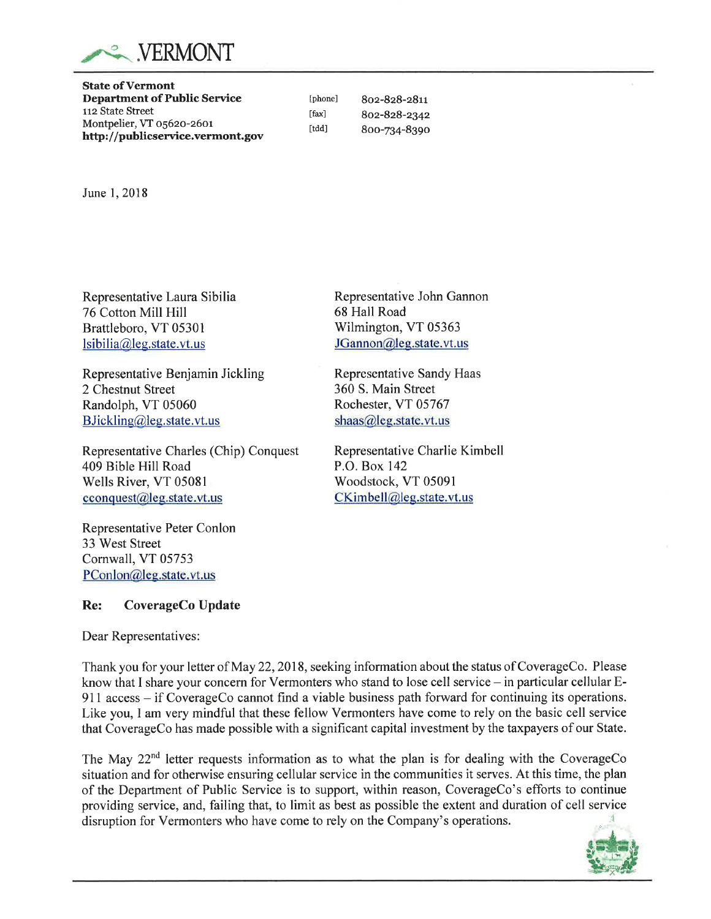VERMONT

**State of Vermont**
**Department of Public Service**
112 State Street
Montpelier, VT 05620-2601
**http://publicservice.vermont.gov**

[phone] 802-828-2811
[fax] 802-828-2342
[tdd] 800-734-8390

June 1, 2018

Representative Laura Sibilia
76 Cotton Mill Hill
Brattleboro, VT 05301
lsibilia@leg.state.vt.us

Representative John Gannon
68 Hall Road
Wilmington, VT 05363
JGannon@leg.state.vt.us

Representative Benjamin Jickling
2 Chestnut Street
Randolph, VT 05060
BJickling@leg.state.vt.us

Representative Sandy Haas
360 S. Main Street
Rochester, VT 05767
shaas@leg.state.vt.us

Representative Charles (Chip) Conquest
409 Bible Hill Road
Wells River, VT 05081
cconquest@leg.state.vt.us

Representative Charlie Kimbell
P.O. Box 142
Woodstock, VT 05091
CKimbell@leg.state.vt.us

Representative Peter Conlon
33 West Street
Cornwall, VT 05753
PConlon@leg.state.vt.us

**Re: CoverageCo Update**

Dear Representatives:

Thank you for your letter of May 22, 2018, seeking information about the status of CoverageCo. Please know that I share your concern for Vermonters who stand to lose cell service – in particular cellular E-911 access – if CoverageCo cannot find a viable business path forward for continuing its operations. Like you, I am very mindful that these fellow Vermonters have come to rely on the basic cell service that CoverageCo has made possible with a significant capital investment by the taxpayers of our State.

The May 22nd letter requests information as to what the plan is for dealing with the CoverageCo situation and for otherwise ensuring cellular service in the communities it serves. At this time, the plan of the Department of Public Service is to support, within reason, CoverageCo's efforts to continue providing service, and, failing that, to limit as best as possible the extent and duration of cell service disruption for Vermonters who have come to rely on the Company's operations.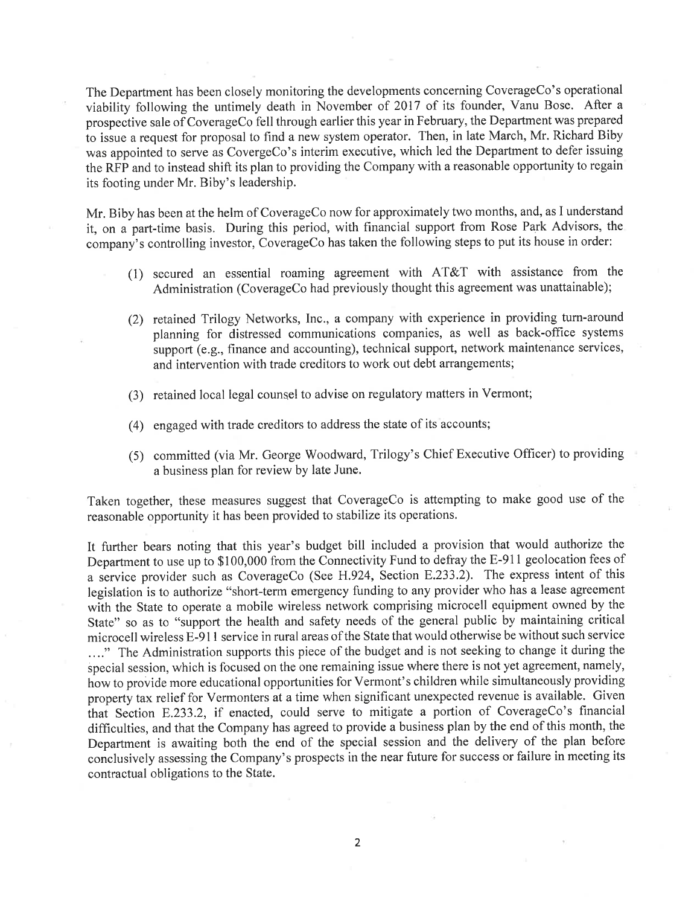The Department has been closely monitoring the developments concerning CoverageCo's operational viability following the untimely death in November of 2017 of its founder, Vanu Bose. After a prospective sale of CoverageCo fell through earlier this year in February, the Department was prepared to issue a request for proposal to find a new system operator. Then, in late March, Mr. Richard Biby was appointed to serve as CovergeCo's interim executive, which led the Department to defer issuing the RFP and to instead shift its plan to providing the Company with a reasonable opportunity to regain its footing under Mr. Biby's leadership.

Mr. Biby has been at the helm of CoverageCo now for approximately two months, and, as I understand it, on a part-time basis. During this period, with financial support from Rose Park Advisors, the company's controlling investor, CoverageCo has taken the following steps to put its house in order:

(1) secured an essential roaming agreement with AT&T with assistance from the Administration (CoverageCo had previously thought this agreement was unattainable);

(2) retained Trilogy Networks, Inc., a company with experience in providing turn-around planning for distressed communications companies, as well as back-office systems support (e.g., finance and accounting), technical support, network maintenance services, and intervention with trade creditors to work out debt arrangements;

(3) retained local legal counsel to advise on regulatory matters in Vermont;

(4) engaged with trade creditors to address the state of its accounts;

(5) committed (via Mr. George Woodward, Trilogy's Chief Executive Officer) to providing a business plan for review by late June.

Taken together, these measures suggest that CoverageCo is attempting to make good use of the reasonable opportunity it has been provided to stabilize its operations.

It further bears noting that this year's budget bill included a provision that would authorize the Department to use up to $100,000 from the Connectivity Fund to defray the E-911 geolocation fees of a service provider such as CoverageCo (See H.924, Section E.233.2). The express intent of this legislation is to authorize "short-term emergency funding to any provider who has a lease agreement with the State to operate a mobile wireless network comprising microcell equipment owned by the State" so as to "support the health and safety needs of the general public by maintaining critical microcell wireless E-911 service in rural areas of the State that would otherwise be without such service ...." The Administration supports this piece of the budget and is not seeking to change it during the special session, which is focused on the one remaining issue where there is not yet agreement, namely, how to provide more educational opportunities for Vermont's children while simultaneously providing property tax relief for Vermonters at a time when significant unexpected revenue is available. Given that Section E.233.2, if enacted, could serve to mitigate a portion of CoverageCo's financial difficulties, and that the Company has agreed to provide a business plan by the end of this month, the Department is awaiting both the end of the special session and the delivery of the plan before conclusively assessing the Company's prospects in the near future for success or failure in meeting its contractual obligations to the State.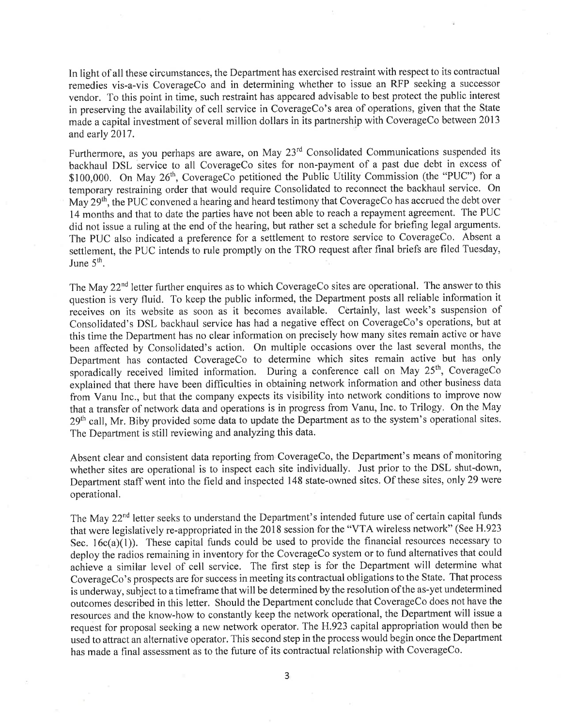In light of all these circumstances, the Department has exercised restraint with respect to its contractual remedies vis-a-vis CoverageCo and in determining whether to issue an RFP seeking a successor vendor. To this point in time, such restraint has appeared advisable to best protect the public interest in preserving the availability of cell service in CoverageCo's area of operations, given that the State made a capital investment of several million dollars in its partnership with CoverageCo between 2013 and early 2017.

Furthermore, as you perhaps are aware, on May 23rd Consolidated Communications suspended its backhaul DSL service to all CoverageCo sites for non-payment of a past due debt in excess of $100,000. On May 26th, CoverageCo petitioned the Public Utility Commission (the "PUC") for a temporary restraining order that would require Consolidated to reconnect the backhaul service. On May 29th, the PUC convened a hearing and heard testimony that CoverageCo has accrued the debt over 14 months and that to date the parties have not been able to reach a repayment agreement. The PUC did not issue a ruling at the end of the hearing, but rather set a schedule for briefing legal arguments. The PUC also indicated a preference for a settlement to restore service to CoverageCo. Absent a settlement, the PUC intends to rule promptly on the TRO request after final briefs are filed Tuesday, June 5th.

The May 22nd letter further enquires as to which CoverageCo sites are operational. The answer to this question is very fluid. To keep the public informed, the Department posts all reliable information it receives on its website as soon as it becomes available. Certainly, last week's suspension of Consolidated's DSL backhaul service has had a negative effect on CoverageCo's operations, but at this time the Department has no clear information on precisely how many sites remain active or have been affected by Consolidated's action. On multiple occasions over the last several months, the Department has contacted CoverageCo to determine which sites remain active but has only sporadically received limited information. During a conference call on May 25th, CoverageCo explained that there have been difficulties in obtaining network information and other business data from Vanu Inc., but that the company expects its visibility into network conditions to improve now that a transfer of network data and operations is in progress from Vanu, Inc. to Trilogy. On the May 29th call, Mr. Biby provided some data to update the Department as to the system's operational sites. The Department is still reviewing and analyzing this data.

Absent clear and consistent data reporting from CoverageCo, the Department's means of monitoring whether sites are operational is to inspect each site individually. Just prior to the DSL shut-down, Department staff went into the field and inspected 148 state-owned sites. Of these sites, only 29 were operational.

The May 22nd letter seeks to understand the Department's intended future use of certain capital funds that were legislatively re-appropriated in the 2018 session for the "VTA wireless network" (See H.923 Sec. 16c(a)(1)). These capital funds could be used to provide the financial resources necessary to deploy the radios remaining in inventory for the CoverageCo system or to fund alternatives that could achieve a similar level of cell service. The first step is for the Department will determine what CoverageCo's prospects are for success in meeting its contractual obligations to the State. That process is underway, subject to a timeframe that will be determined by the resolution of the as-yet undetermined outcomes described in this letter. Should the Department conclude that CoverageCo does not have the resources and the know-how to constantly keep the network operational, the Department will issue a request for proposal seeking a new network operator. The H.923 capital appropriation would then be used to attract an alternative operator. This second step in the process would begin once the Department has made a final assessment as to the future of its contractual relationship with CoverageCo.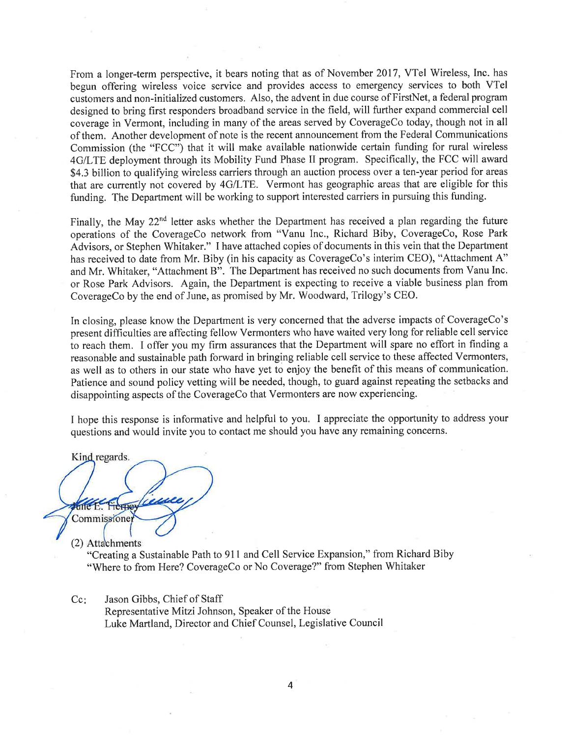From a longer-term perspective, it bears noting that as of November 2017, VTel Wireless, Inc. has begun offering wireless voice service and provides access to emergency services to both VTel customers and non-initialized customers. Also, the advent in due course of FirstNet, a federal program designed to bring first responders broadband service in the field, will further expand commercial cell coverage in Vermont, including in many of the areas served by CoverageCo today, though not in all of them. Another development of note is the recent announcement from the Federal Communications Commission (the "FCC") that it will make available nationwide certain funding for rural wireless 4G/LTE deployment through its Mobility Fund Phase II program. Specifically, the FCC will award $4.3 billion to qualifying wireless carriers through an auction process over a ten-year period for areas that are currently not covered by 4G/LTE. Vermont has geographic areas that are eligible for this funding. The Department will be working to support interested carriers in pursuing this funding.

Finally, the May 22nd letter asks whether the Department has received a plan regarding the future operations of the CoverageCo network from "Vanu Inc., Richard Biby, CoverageCo, Rose Park Advisors, or Stephen Whitaker." I have attached copies of documents in this vein that the Department has received to date from Mr. Biby (in his capacity as CoverageCo's interim CEO), "Attachment A" and Mr. Whitaker, "Attachment B". The Department has received no such documents from Vanu Inc. or Rose Park Advisors. Again, the Department is expecting to receive a viable business plan from CoverageCo by the end of June, as promised by Mr. Woodward, Trilogy's CEO.

In closing, please know the Department is very concerned that the adverse impacts of CoverageCo's present difficulties are affecting fellow Vermonters who have waited very long for reliable cell service to reach them. I offer you my firm assurances that the Department will spare no effort in finding a reasonable and sustainable path forward in bringing reliable cell service to these affected Vermonters, as well as to others in our state who have yet to enjoy the benefit of this means of communication. Patience and sound policy vetting will be needed, though, to guard against repeating the setbacks and disappointing aspects of the CoverageCo that Vermonters are now experiencing.

I hope this response is informative and helpful to you. I appreciate the opportunity to address your questions and would invite you to contact me should you have any remaining concerns.

Kind regards.

June E. Tierney
Commissioner

(2) Attachments
"Creating a Sustainable Path to 911 and Cell Service Expansion," from Richard Biby
"Where to from Here? CoverageCo or No Coverage?" from Stephen Whitaker

Cc: Jason Gibbs, Chief of Staff
Representative Mitzi Johnson, Speaker of the House
Luke Martland, Director and Chief Counsel, Legislative Council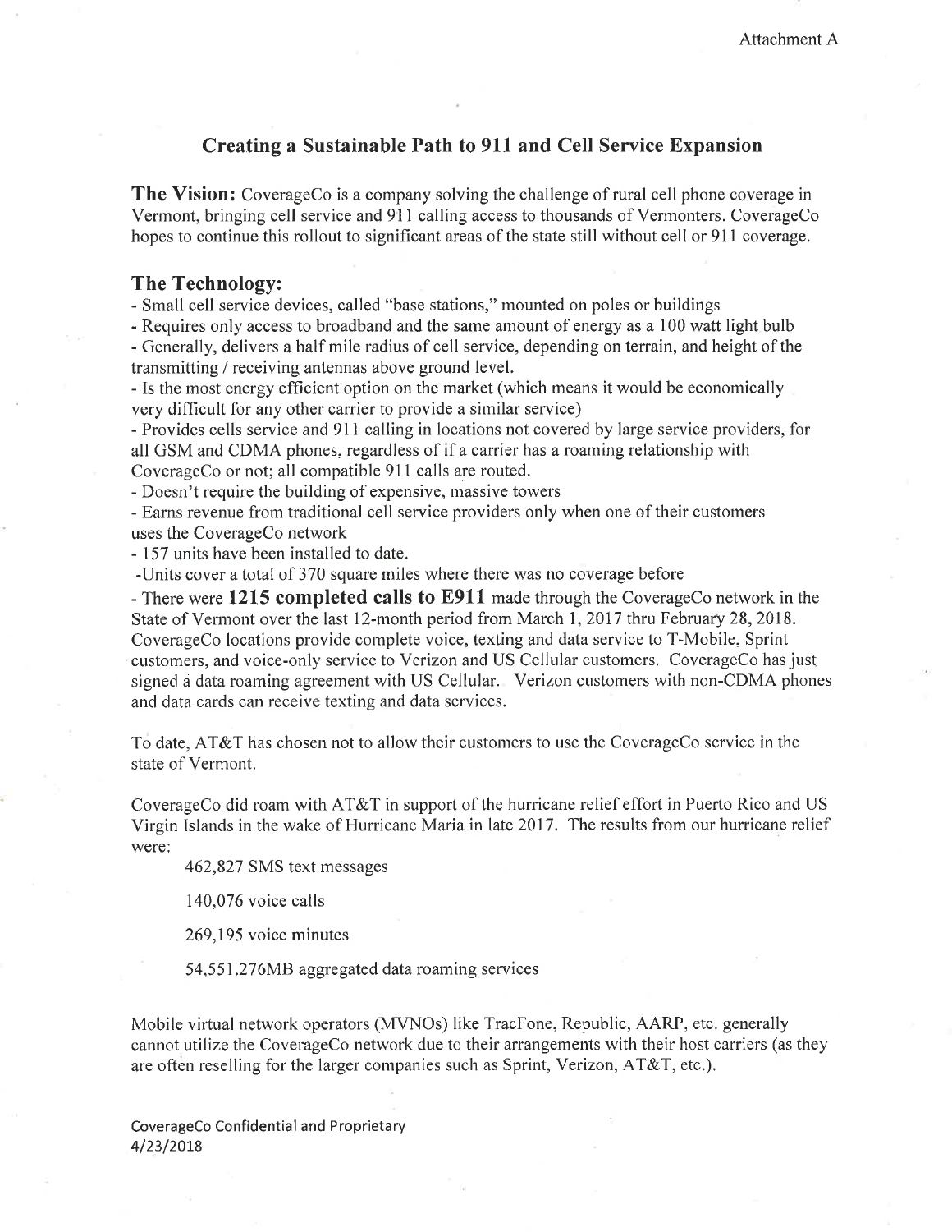Attachment A

## Creating a Sustainable Path to 911 and Cell Service Expansion

**The Vision:** CoverageCo is a company solving the challenge of rural cell phone coverage in Vermont, bringing cell service and 911 calling access to thousands of Vermonters. CoverageCo hopes to continue this rollout to significant areas of the state still without cell or 911 coverage.

### The Technology:

- Small cell service devices, called "base stations," mounted on poles or buildings
- Requires only access to broadband and the same amount of energy as a 100 watt light bulb
- Generally, delivers a half mile radius of cell service, depending on terrain, and height of the transmitting / receiving antennas above ground level.
- Is the most energy efficient option on the market (which means it would be economically very difficult for any other carrier to provide a similar service)
- Provides cells service and 911 calling in locations not covered by large service providers, for all GSM and CDMA phones, regardless of if a carrier has a roaming relationship with CoverageCo or not; all compatible 911 calls are routed.
- Doesn't require the building of expensive, massive towers
- Earns revenue from traditional cell service providers only when one of their customers uses the CoverageCo network
- 157 units have been installed to date.
- Units cover a total of 370 square miles where there was no coverage before
- There were **1215 completed calls to E911** made through the CoverageCo network in the State of Vermont over the last 12-month period from March 1, 2017 thru February 28, 2018. CoverageCo locations provide complete voice, texting and data service to T-Mobile, Sprint customers, and voice-only service to Verizon and US Cellular customers. CoverageCo has just signed a data roaming agreement with US Cellular. Verizon customers with non-CDMA phones and data cards can receive texting and data services.

To date, AT&T has chosen not to allow their customers to use the CoverageCo service in the state of Vermont.

CoverageCo did roam with AT&T in support of the hurricane relief effort in Puerto Rico and US Virgin Islands in the wake of Hurricane Maria in late 2017. The results from our hurricane relief were:

462,827 SMS text messages

140,076 voice calls

269,195 voice minutes

54,551.276MB aggregated data roaming services

Mobile virtual network operators (MVNOs) like TracFone, Republic, AARP, etc. generally cannot utilize the CoverageCo network due to their arrangements with their host carriers (as they are often reselling for the larger companies such as Sprint, Verizon, AT&T, etc.).

CoverageCo Confidential and Proprietary
4/23/2018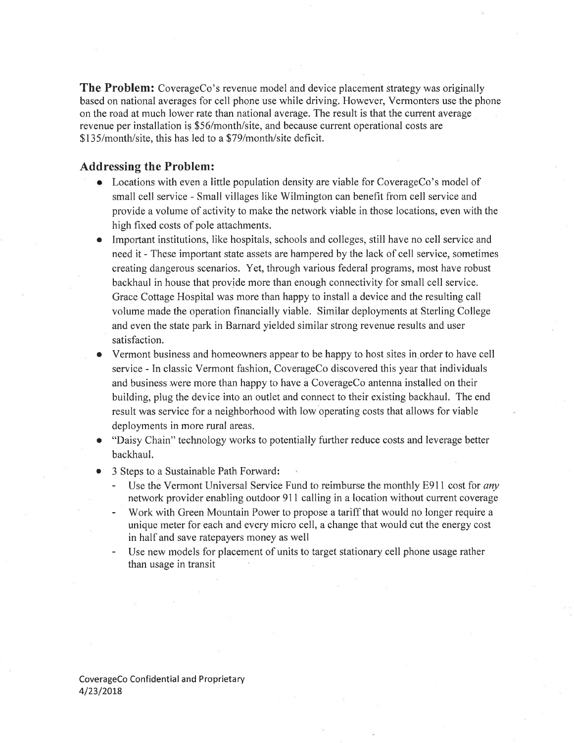**The Problem:** CoverageCo's revenue model and device placement strategy was originally based on national averages for cell phone use while driving. However, Vermonters use the phone on the road at much lower rate than national average. The result is that the current average revenue per installation is $56/month/site, and because current operational costs are $135/month/site, this has led to a $79/month/site deficit.

## Addressing the Problem:

- Locations with even a little population density are viable for CoverageCo's model of small cell service - Small villages like Wilmington can benefit from cell service and provide a volume of activity to make the network viable in those locations, even with the high fixed costs of pole attachments.
- Important institutions, like hospitals, schools and colleges, still have no cell service and need it - These important state assets are hampered by the lack of cell service, sometimes creating dangerous scenarios. Yet, through various federal programs, most have robust backhaul in house that provide more than enough connectivity for small cell service. Grace Cottage Hospital was more than happy to install a device and the resulting call volume made the operation financially viable. Similar deployments at Sterling College and even the state park in Barnard yielded similar strong revenue results and user satisfaction.
- Vermont business and homeowners appear to be happy to host sites in order to have cell service - In classic Vermont fashion, CoverageCo discovered this year that individuals and business were more than happy to have a CoverageCo antenna installed on their building, plug the device into an outlet and connect to their existing backhaul. The end result was service for a neighborhood with low operating costs that allows for viable deployments in more rural areas.
- "Daisy Chain" technology works to potentially further reduce costs and leverage better backhaul.
- 3 Steps to a Sustainable Path Forward:
  - Use the Vermont Universal Service Fund to reimburse the monthly E911 cost for *any* network provider enabling outdoor 911 calling in a location without current coverage
  - Work with Green Mountain Power to propose a tariff that would no longer require a unique meter for each and every micro cell, a change that would cut the energy cost in half and save ratepayers money as well
  - Use new models for placement of units to target stationary cell phone usage rather than usage in transit

CoverageCo Confidential and Proprietary
4/23/2018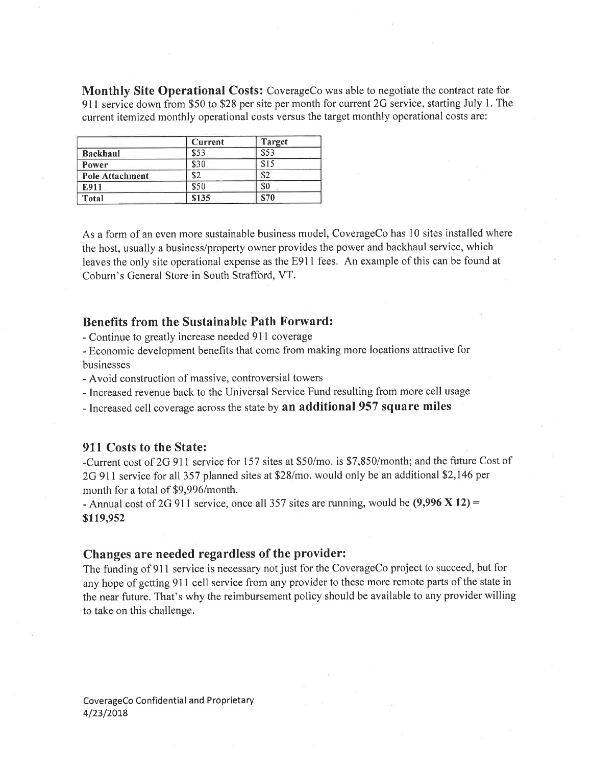**Monthly Site Operational Costs:** CoverageCo was able to negotiate the contract rate for 911 service down from $50 to $28 per site per month for current 2G service, starting July 1. The current itemized monthly operational costs versus the target monthly operational costs are:

| | Current | Target |
|---|---|---|
| **Backhaul** | $53 | $53 |
| **Power** | $30 | $15 |
| **Pole Attachment** | $2 | $2 |
| **E911** | $50 | $0 |
| **Total** | **$135** | **$70** |

As a form of an even more sustainable business model, CoverageCo has 10 sites installed where the host, usually a business/property owner provides the power and backhaul service, which leaves the only site operational expense as the E911 fees. An example of this can be found at Coburn's General Store in South Strafford, VT.

## Benefits from the Sustainable Path Forward:

- Continue to greatly increase needed 911 coverage
- Economic development benefits that come from making more locations attractive for businesses
- Avoid construction of massive, controversial towers
- Increased revenue back to the Universal Service Fund resulting from more cell usage
- Increased cell coverage across the state by **an additional 957 square miles**

## 911 Costs to the State:

-Current cost of 2G 911 service for 157 sites at $50/mo. is $7,850/month; and the future Cost of 2G 911 service for all 357 planned sites at $28/mo. would only be an additional $2,146 per month for a total of $9,996/month.

- Annual cost of 2G 911 service, once all 357 sites are running, would be **(9,996 X 12) = $119,952**

## Changes are needed regardless of the provider:

The funding of 911 service is necessary not just for the CoverageCo project to succeed, but for any hope of getting 911 cell service from any provider to these more remote parts of the state in the near future. That's why the reimbursement policy should be available to any provider willing to take on this challenge.

CoverageCo Confidential and Proprietary
4/23/2018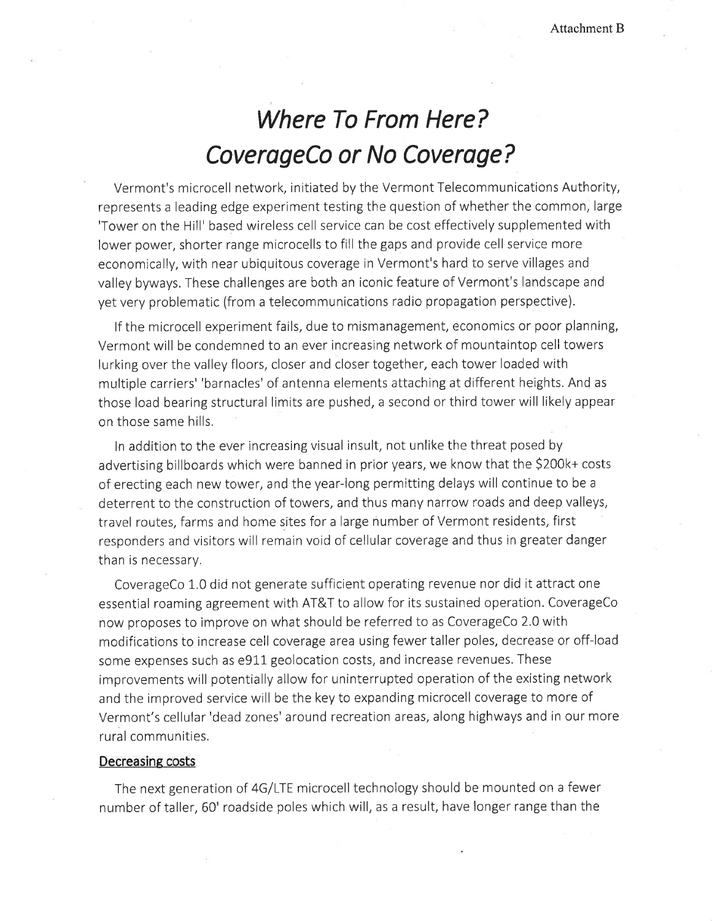Attachment B

# *Where To From Here? CoverageCo or No Coverage?*

Vermont's microcell network, initiated by the Vermont Telecommunications Authority, represents a leading edge experiment testing the question of whether the common, large 'Tower on the Hill' based wireless cell service can be cost effectively supplemented with lower power, shorter range microcells to fill the gaps and provide cell service more economically, with near ubiquitous coverage in Vermont's hard to serve villages and valley byways. These challenges are both an iconic feature of Vermont's landscape and yet very problematic (from a telecommunications radio propagation perspective).

If the microcell experiment fails, due to mismanagement, economics or poor planning, Vermont will be condemned to an ever increasing network of mountaintop cell towers lurking over the valley floors, closer and closer together, each tower loaded with multiple carriers' 'barnacles' of antenna elements attaching at different heights. And as those load bearing structural limits are pushed, a second or third tower will likely appear on those same hills.

In addition to the ever increasing visual insult, not unlike the threat posed by advertising billboards which were banned in prior years, we know that the $200k+ costs of erecting each new tower, and the year-long permitting delays will continue to be a deterrent to the construction of towers, and thus many narrow roads and deep valleys, travel routes, farms and home sites for a large number of Vermont residents, first responders and visitors will remain void of cellular coverage and thus in greater danger than is necessary.

CoverageCo 1.0 did not generate sufficient operating revenue nor did it attract one essential roaming agreement with AT&T to allow for its sustained operation. CoverageCo now proposes to improve on what should be referred to as CoverageCo 2.0 with modifications to increase cell coverage area using fewer taller poles, decrease or off-load some expenses such as e911 geolocation costs, and increase revenues. These improvements will potentially allow for uninterrupted operation of the existing network and the improved service will be the key to expanding microcell coverage to more of Vermont's cellular 'dead zones' around recreation areas, along highways and in our more rural communities.

## Decreasing costs

The next generation of 4G/LTE microcell technology should be mounted on a fewer number of taller, 60' roadside poles which will, as a result, have longer range than the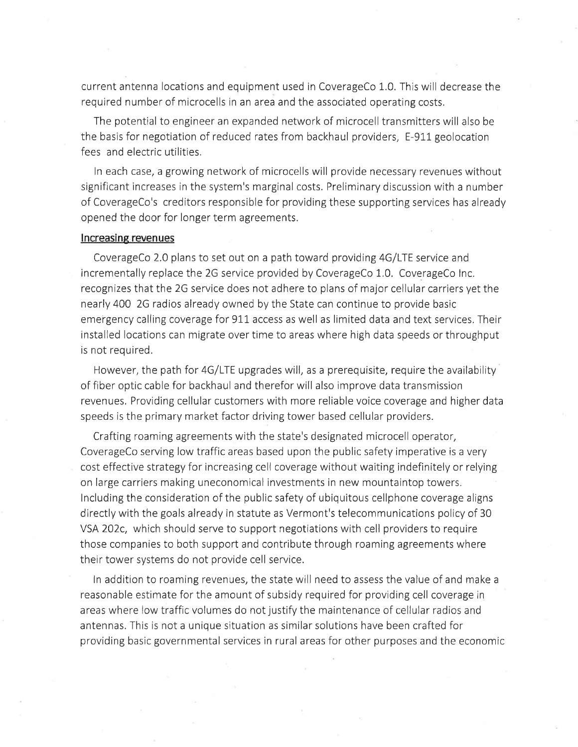current antenna locations and equipment used in CoverageCo 1.0. This will decrease the required number of microcells in an area and the associated operating costs.

The potential to engineer an expanded network of microcell transmitters will also be the basis for negotiation of reduced rates from backhaul providers, E-911 geolocation fees and electric utilities.

In each case, a growing network of microcells will provide necessary revenues without significant increases in the system's marginal costs. Preliminary discussion with a number of CoverageCo's creditors responsible for providing these supporting services has already opened the door for longer term agreements.

**Increasing revenues**

CoverageCo 2.0 plans to set out on a path toward providing 4G/LTE service and incrementally replace the 2G service provided by CoverageCo 1.0. CoverageCo Inc. recognizes that the 2G service does not adhere to plans of major cellular carriers yet the nearly 400 2G radios already owned by the State can continue to provide basic emergency calling coverage for 911 access as well as limited data and text services. Their installed locations can migrate over time to areas where high data speeds or throughput is not required.

However, the path for 4G/LTE upgrades will, as a prerequisite, require the availability of fiber optic cable for backhaul and therefor will also improve data transmission revenues. Providing cellular customers with more reliable voice coverage and higher data speeds is the primary market factor driving tower based cellular providers.

Crafting roaming agreements with the state's designated microcell operator, CoverageCo serving low traffic areas based upon the public safety imperative is a very cost effective strategy for increasing cell coverage without waiting indefinitely or relying on large carriers making uneconomical investments in new mountaintop towers. Including the consideration of the public safety of ubiquitous cellphone coverage aligns directly with the goals already in statute as Vermont's telecommunications policy of 30 VSA 202c, which should serve to support negotiations with cell providers to require those companies to both support and contribute through roaming agreements where their tower systems do not provide cell service.

In addition to roaming revenues, the state will need to assess the value of and make a reasonable estimate for the amount of subsidy required for providing cell coverage in areas where low traffic volumes do not justify the maintenance of cellular radios and antennas. This is not a unique situation as similar solutions have been crafted for providing basic governmental services in rural areas for other purposes and the economic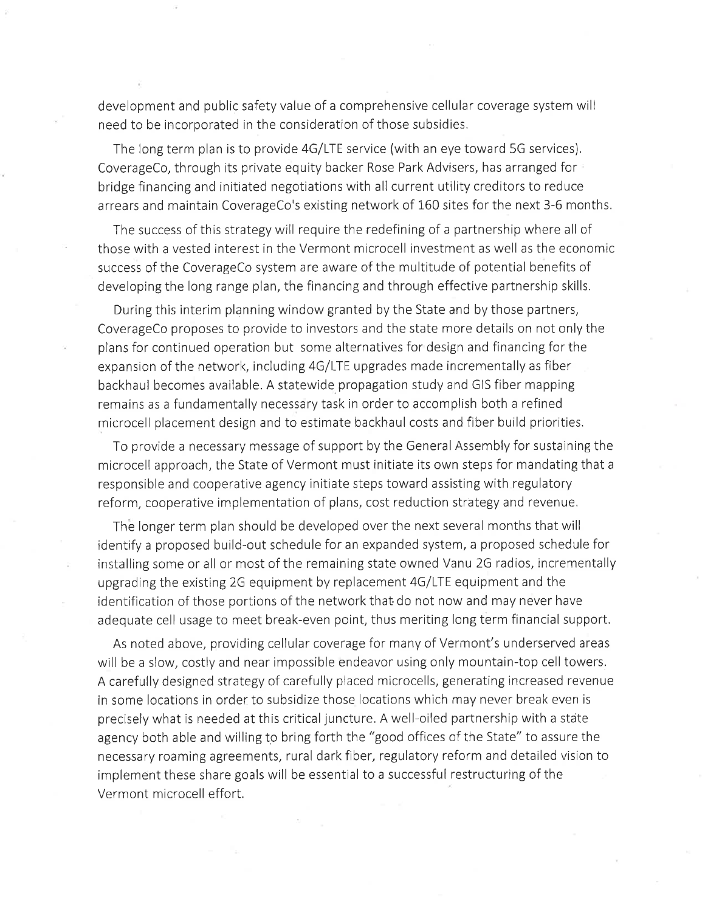development and public safety value of a comprehensive cellular coverage system will need to be incorporated in the consideration of those subsidies.

The long term plan is to provide 4G/LTE service (with an eye toward 5G services). CoverageCo, through its private equity backer Rose Park Advisers, has arranged for bridge financing and initiated negotiations with all current utility creditors to reduce arrears and maintain CoverageCo's existing network of 160 sites for the next 3-6 months.

The success of this strategy will require the redefining of a partnership where all of those with a vested interest in the Vermont microcell investment as well as the economic success of the CoverageCo system are aware of the multitude of potential benefits of developing the long range plan, the financing and through effective partnership skills.

During this interim planning window granted by the State and by those partners, CoverageCo proposes to provide to investors and the state more details on not only the plans for continued operation but some alternatives for design and financing for the expansion of the network, including 4G/LTE upgrades made incrementally as fiber backhaul becomes available. A statewide propagation study and GIS fiber mapping remains as a fundamentally necessary task in order to accomplish both a refined microcell placement design and to estimate backhaul costs and fiber build priorities.

To provide a necessary message of support by the General Assembly for sustaining the microcell approach, the State of Vermont must initiate its own steps for mandating that a responsible and cooperative agency initiate steps toward assisting with regulatory reform, cooperative implementation of plans, cost reduction strategy and revenue.

The longer term plan should be developed over the next several months that will identify a proposed build-out schedule for an expanded system, a proposed schedule for installing some or all or most of the remaining state owned Vanu 2G radios, incrementally upgrading the existing 2G equipment by replacement 4G/LTE equipment and the identification of those portions of the network that do not now and may never have adequate cell usage to meet break-even point, thus meriting long term financial support.

As noted above, providing cellular coverage for many of Vermont's underserved areas will be a slow, costly and near impossible endeavor using only mountain-top cell towers. A carefully designed strategy of carefully placed microcells, generating increased revenue in some locations in order to subsidize those locations which may never break even is precisely what is needed at this critical juncture. A well-oiled partnership with a state agency both able and willing to bring forth the "good offices of the State" to assure the necessary roaming agreements, rural dark fiber, regulatory reform and detailed vision to implement these share goals will be essential to a successful restructuring of the Vermont microcell effort.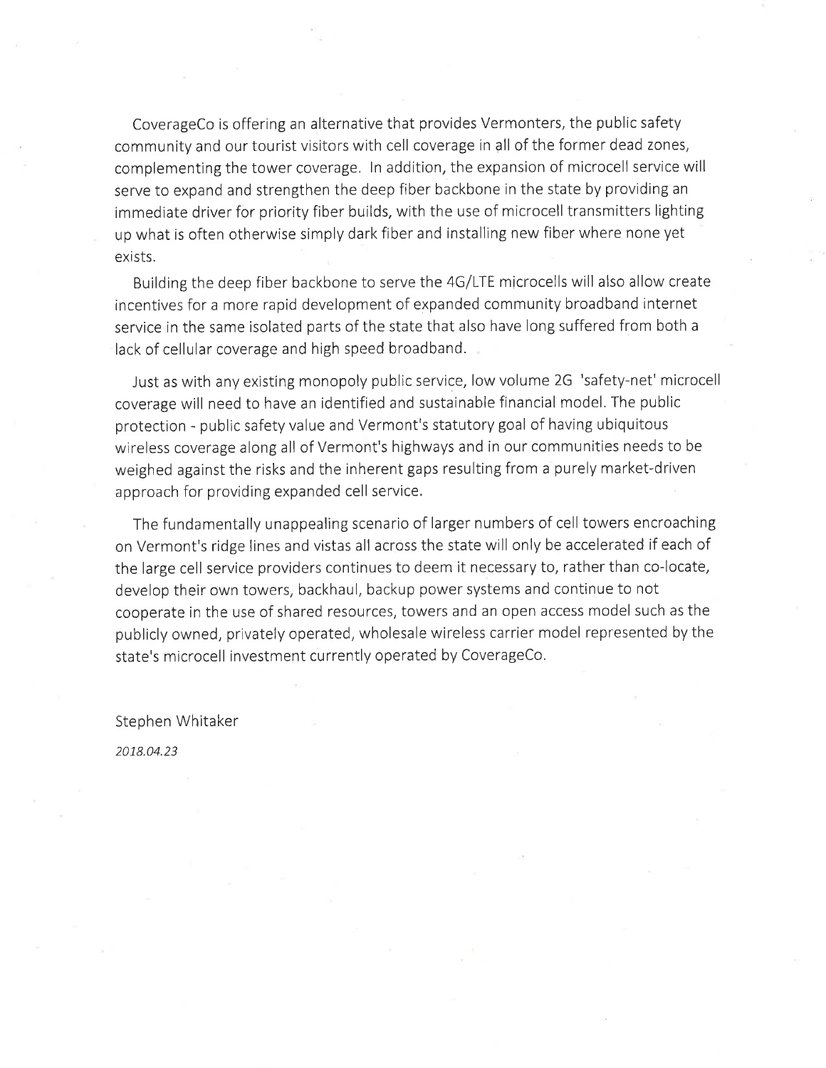CoverageCo is offering an alternative that provides Vermonters, the public safety community and our tourist visitors with cell coverage in all of the former dead zones, complementing the tower coverage. In addition, the expansion of microcell service will serve to expand and strengthen the deep fiber backbone in the state by providing an immediate driver for priority fiber builds, with the use of microcell transmitters lighting up what is often otherwise simply dark fiber and installing new fiber where none yet exists.

Building the deep fiber backbone to serve the 4G/LTE microcells will also allow create incentives for a more rapid development of expanded community broadband internet service in the same isolated parts of the state that also have long suffered from both a lack of cellular coverage and high speed broadband.

Just as with any existing monopoly public service, low volume 2G 'safety-net' microcell coverage will need to have an identified and sustainable financial model. The public protection - public safety value and Vermont's statutory goal of having ubiquitous wireless coverage along all of Vermont's highways and in our communities needs to be weighed against the risks and the inherent gaps resulting from a purely market-driven approach for providing expanded cell service.

The fundamentally unappealing scenario of larger numbers of cell towers encroaching on Vermont's ridge lines and vistas all across the state will only be accelerated if each of the large cell service providers continues to deem it necessary to, rather than co-locate, develop their own towers, backhaul, backup power systems and continue to not cooperate in the use of shared resources, towers and an open access model such as the publicly owned, privately operated, wholesale wireless carrier model represented by the state's microcell investment currently operated by CoverageCo.

Stephen Whitaker

*2018.04.23*